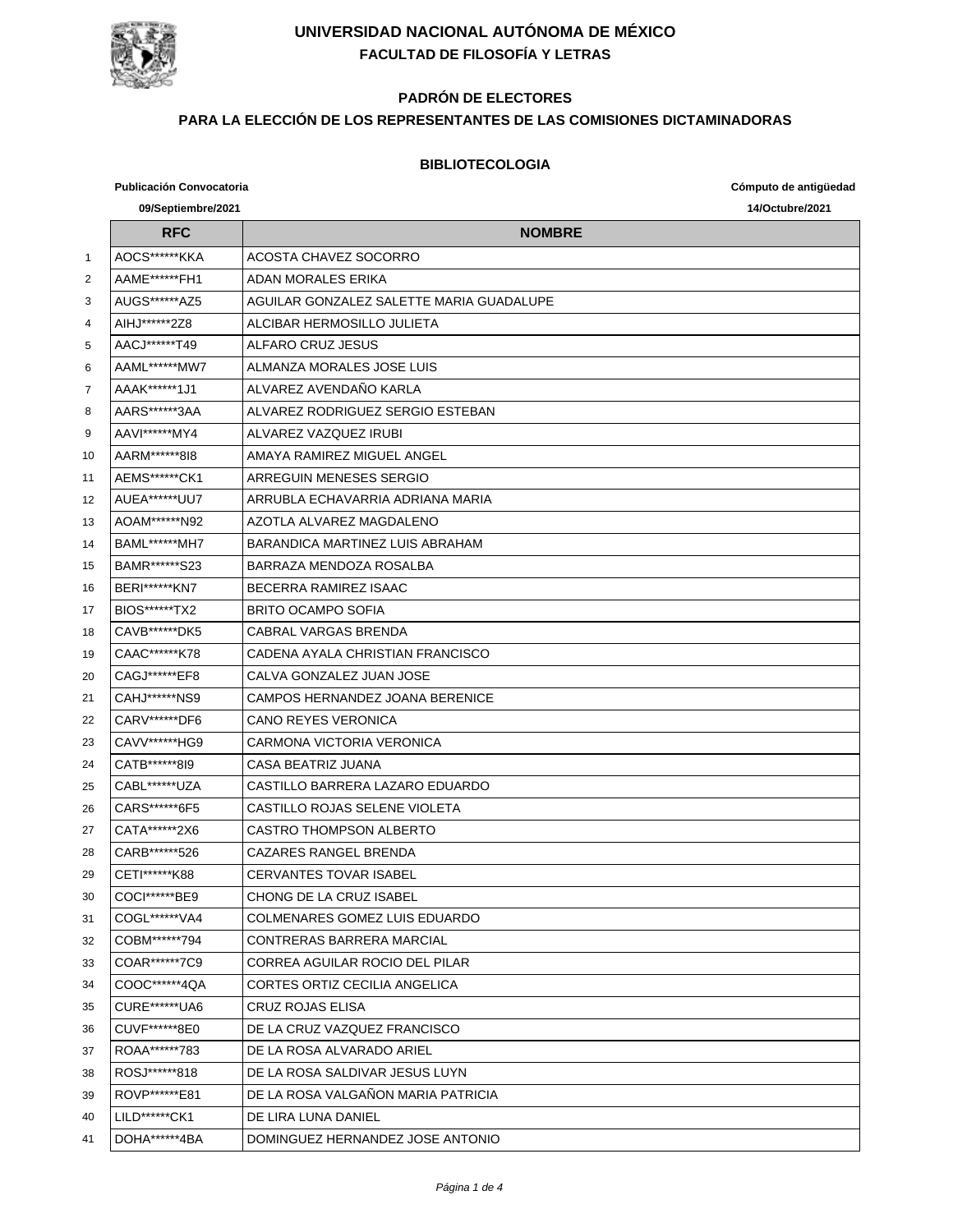# UNIVERSIDAD NACIONAL AUTÓNOMA DE MÉXICO

## FACULTAD DE FILOSOFÍA Y LETRAS

### PADRÓN DE ELECTORES

### PARA LA ELECCIÓN DE LOS REPRESENTANTES DE LAS COMISIONES DICTAMINADORAS

### BIBLIOTECOLOGIA

**Publicación Convocatoria** **09/Septiembre/2021**

**Cómputo de antigüedad** **14/Octubre/2021**

| | RFC | NOMBRE |
|---|---|---|
| 1 | AOCS******KKA | ACOSTA CHAVEZ SOCORRO |
| 2 | AAME******FH1 | ADAN MORALES ERIKA |
| 3 | AUGS******AZ5 | AGUILAR GONZALEZ SALETTE MARIA GUADALUPE |
| 4 | AIHJ******2Z8 | ALCIBAR HERMOSILLO JULIETA |
| 5 | AACJ******T49 | ALFARO CRUZ JESUS |
| 6 | AAML******MW7 | ALMANZA MORALES JOSE LUIS |
| 7 | AAAK******1J1 | ALVAREZ AVENDAÑO KARLA |
| 8 | AARS******3AA | ALVAREZ RODRIGUEZ SERGIO ESTEBAN |
| 9 | AAVI******MY4 | ALVAREZ VAZQUEZ IRUBI |
| 10 | AARM******8I8 | AMAYA RAMIREZ MIGUEL ANGEL |
| 11 | AEMS******CK1 | ARREGUIN MENESES SERGIO |
| 12 | AUEA******UU7 | ARRUBLA ECHAVARRIA ADRIANA MARIA |
| 13 | AOAM******N92 | AZOTLA ALVAREZ MAGDALENO |
| 14 | BAML******MH7 | BARANDICA MARTINEZ LUIS ABRAHAM |
| 15 | BAMR******S23 | BARRAZA MENDOZA ROSALBA |
| 16 | BERI******KN7 | BECERRA RAMIREZ ISAAC |
| 17 | BIOS******TX2 | BRITO OCAMPO SOFIA |
| 18 | CAVB******DK5 | CABRAL VARGAS BRENDA |
| 19 | CAAC******K78 | CADENA AYALA CHRISTIAN FRANCISCO |
| 20 | CAGJ******EF8 | CALVA GONZALEZ JUAN JOSE |
| 21 | CAHJ******NS9 | CAMPOS HERNANDEZ JOANA BERENICE |
| 22 | CARV******DF6 | CANO REYES VERONICA |
| 23 | CAVV******HG9 | CARMONA VICTORIA VERONICA |
| 24 | CATB******8I9 | CASA BEATRIZ JUANA |
| 25 | CABL******UZA | CASTILLO BARRERA LAZARO EDUARDO |
| 26 | CARS******6F5 | CASTILLO ROJAS SELENE VIOLETA |
| 27 | CATA******2X6 | CASTRO THOMPSON ALBERTO |
| 28 | CARB******526 | CAZARES RANGEL BRENDA |
| 29 | CETI******K88 | CERVANTES TOVAR ISABEL |
| 30 | COCI******BE9 | CHONG DE LA CRUZ ISABEL |
| 31 | COGL******VA4 | COLMENARES GOMEZ LUIS EDUARDO |
| 32 | COBM******794 | CONTRERAS BARRERA MARCIAL |
| 33 | COAR******7C9 | CORREA AGUILAR ROCIO DEL PILAR |
| 34 | COOC******4QA | CORTES ORTIZ CECILIA ANGELICA |
| 35 | CURE******UA6 | CRUZ ROJAS ELISA |
| 36 | CUVF******8E0 | DE LA CRUZ VAZQUEZ FRANCISCO |
| 37 | ROAA******783 | DE LA ROSA ALVARADO ARIEL |
| 38 | ROSJ******818 | DE LA ROSA SALDIVAR JESUS LUYN |
| 39 | ROVP******E81 | DE LA ROSA VALGAÑON MARIA PATRICIA |
| 40 | LILD******CK1 | DE LIRA LUNA DANIEL |
| 41 | DOHA******4BA | DOMINGUEZ HERNANDEZ JOSE ANTONIO |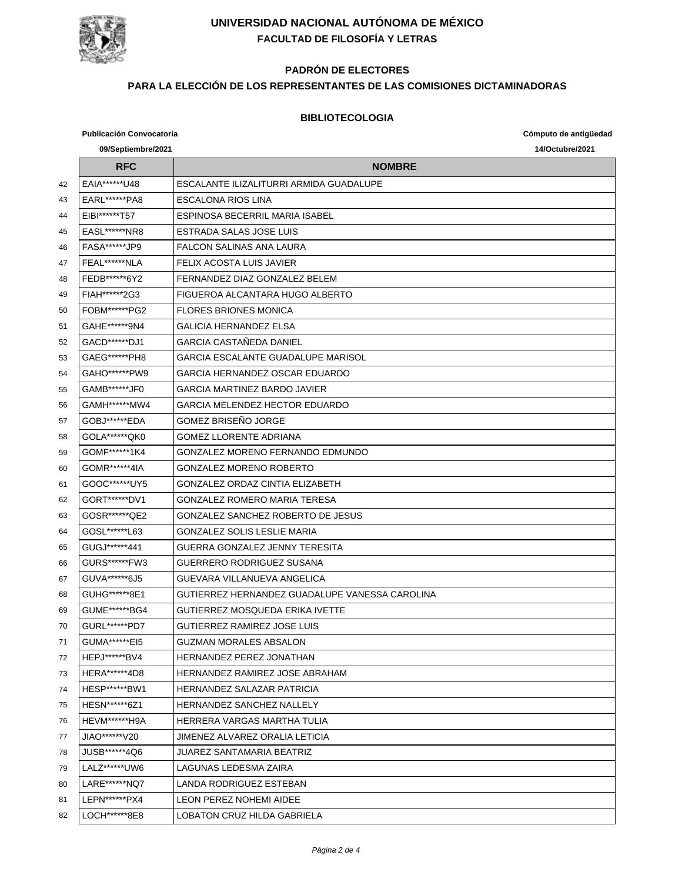# UNIVERSIDAD NACIONAL AUTÓNOMA DE MÉXICO

## FACULTAD DE FILOSOFÍA Y LETRAS

### PADRÓN DE ELECTORES

### PARA LA ELECCIÓN DE LOS REPRESENTANTES DE LAS COMISIONES DICTAMINADORAS

### BIBLIOTECOLOGIA

**Publicación Convocatoria** **09/Septiembre/2021**

**Cómputo de antigüedad** **14/Octubre/2021**

| | RFC | NOMBRE |
|---|---|---|
| 42 | EAIA******U48 | ESCALANTE ILIZALITURRI ARMIDA GUADALUPE |
| 43 | EARL******PA8 | ESCALONA RIOS LINA |
| 44 | EIBI******T57 | ESPINOSA BECERRIL MARIA ISABEL |
| 45 | EASL******NR8 | ESTRADA SALAS JOSE LUIS |
| 46 | FASA******JP9 | FALCON SALINAS ANA LAURA |
| 47 | FEAL******NLA | FELIX ACOSTA LUIS JAVIER |
| 48 | FEDB******6Y2 | FERNANDEZ DIAZ GONZALEZ BELEM |
| 49 | FIAH******2G3 | FIGUEROA ALCANTARA HUGO ALBERTO |
| 50 | FOBM******PG2 | FLORES BRIONES MONICA |
| 51 | GAHE******9N4 | GALICIA HERNANDEZ ELSA |
| 52 | GACD******DJ1 | GARCIA CASTAÑEDA DANIEL |
| 53 | GAEG******PH8 | GARCIA ESCALANTE GUADALUPE MARISOL |
| 54 | GAHO******PW9 | GARCIA HERNANDEZ OSCAR EDUARDO |
| 55 | GAMB******JF0 | GARCIA MARTINEZ BARDO JAVIER |
| 56 | GAMH******MW4 | GARCIA MELENDEZ HECTOR EDUARDO |
| 57 | GOBJ******EDA | GOMEZ BRISEÑO JORGE |
| 58 | GOLA******QK0 | GOMEZ LLORENTE ADRIANA |
| 59 | GOMF******1K4 | GONZALEZ MORENO FERNANDO EDMUNDO |
| 60 | GOMR******4IA | GONZALEZ MORENO ROBERTO |
| 61 | GOOC******UY5 | GONZALEZ ORDAZ CINTIA ELIZABETH |
| 62 | GORT******DV1 | GONZALEZ ROMERO MARIA TERESA |
| 63 | GOSR******QE2 | GONZALEZ SANCHEZ ROBERTO DE JESUS |
| 64 | GOSL******L63 | GONZALEZ SOLIS LESLIE MARIA |
| 65 | GUGJ******441 | GUERRA GONZALEZ JENNY TERESITA |
| 66 | GURS******FW3 | GUERRERO RODRIGUEZ SUSANA |
| 67 | GUVA******6J5 | GUEVARA VILLANUEVA ANGELICA |
| 68 | GUHG******8E1 | GUTIERREZ HERNANDEZ GUADALUPE VANESSA CAROLINA |
| 69 | GUME******BG4 | GUTIERREZ MOSQUEDA ERIKA IVETTE |
| 70 | GURL******PD7 | GUTIERREZ RAMIREZ JOSE LUIS |
| 71 | GUMA******EI5 | GUZMAN MORALES ABSALON |
| 72 | HEPJ******BV4 | HERNANDEZ PEREZ JONATHAN |
| 73 | HERA******4D8 | HERNANDEZ RAMIREZ JOSE ABRAHAM |
| 74 | HESP******BW1 | HERNANDEZ SALAZAR PATRICIA |
| 75 | HESN******6Z1 | HERNANDEZ SANCHEZ NALLELY |
| 76 | HEVM******H9A | HERRERA VARGAS MARTHA TULIA |
| 77 | JIAO******V20 | JIMENEZ ALVAREZ ORALIA LETICIA |
| 78 | JUSB******4Q6 | JUAREZ SANTAMARIA BEATRIZ |
| 79 | LALZ******UW6 | LAGUNAS LEDESMA ZAIRA |
| 80 | LARE******NQ7 | LANDA RODRIGUEZ ESTEBAN |
| 81 | LEPN******PX4 | LEON PEREZ NOHEMI AIDEE |
| 82 | LOCH******8E8 | LOBATON CRUZ HILDA GABRIELA |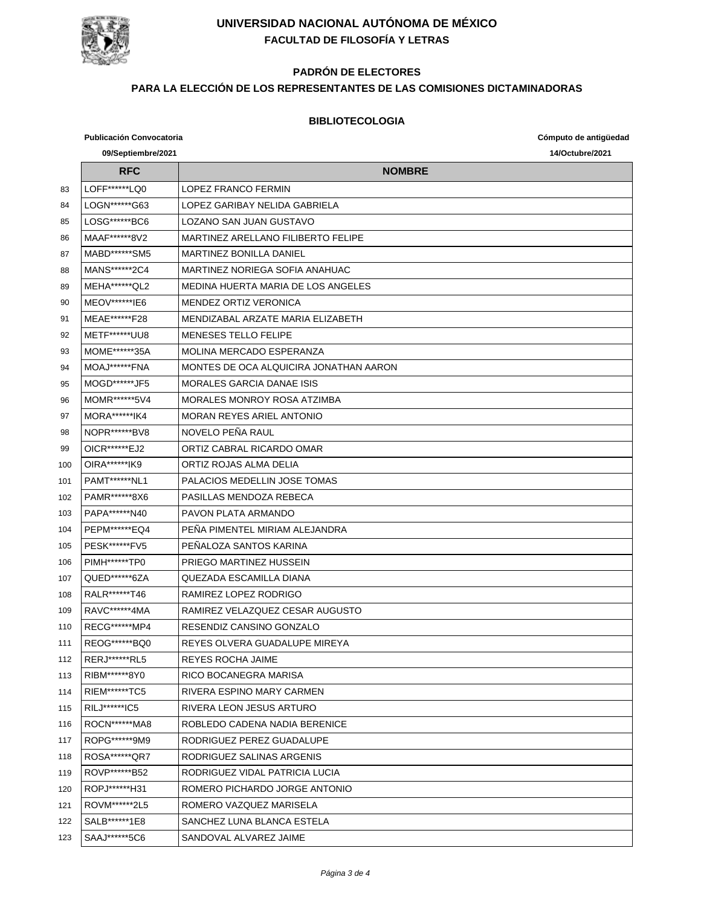# UNIVERSIDAD NACIONAL AUTÓNOMA DE MÉXICO

## FACULTAD DE FILOSOFÍA Y LETRAS

### PADRÓN DE ELECTORES

### PARA LA ELECCIÓN DE LOS REPRESENTANTES DE LAS COMISIONES DICTAMINADORAS

### BIBLIOTECOLOGIA

**Publicación Convocatoria** 09/Septiembre/2021

**Cómputo de antigüedad** 14/Octubre/2021

| | RFC | NOMBRE |
|---|---|---|
| 83 | LOFF******LQ0 | LOPEZ FRANCO FERMIN |
| 84 | LOGN******G63 | LOPEZ GARIBAY NELIDA GABRIELA |
| 85 | LOSG******BC6 | LOZANO SAN JUAN GUSTAVO |
| 86 | MAAF******8V2 | MARTINEZ ARELLANO FILIBERTO FELIPE |
| 87 | MABD******SM5 | MARTINEZ BONILLA DANIEL |
| 88 | MANS******2C4 | MARTINEZ NORIEGA SOFIA ANAHUAC |
| 89 | MEHA******QL2 | MEDINA HUERTA MARIA DE LOS ANGELES |
| 90 | MEOV******IE6 | MENDEZ ORTIZ VERONICA |
| 91 | MEAE******F28 | MENDIZABAL ARZATE MARIA ELIZABETH |
| 92 | METF******UU8 | MENESES TELLO FELIPE |
| 93 | MOME******35A | MOLINA MERCADO ESPERANZA |
| 94 | MOAJ******FNA | MONTES DE OCA ALQUICIRA JONATHAN AARON |
| 95 | MOGD******JF5 | MORALES GARCIA DANAE ISIS |
| 96 | MOMR******5V4 | MORALES MONROY ROSA ATZIMBA |
| 97 | MORA******IK4 | MORAN REYES ARIEL ANTONIO |
| 98 | NOPR******BV8 | NOVELO PEÑA RAUL |
| 99 | OICR******EJ2 | ORTIZ CABRAL RICARDO OMAR |
| 100 | OIRA******IK9 | ORTIZ ROJAS ALMA DELIA |
| 101 | PAMT******NL1 | PALACIOS MEDELLIN JOSE TOMAS |
| 102 | PAMR******8X6 | PASILLAS MENDOZA REBECA |
| 103 | PAPA******N40 | PAVON PLATA ARMANDO |
| 104 | PEPM******EQ4 | PEÑA PIMENTEL MIRIAM ALEJANDRA |
| 105 | PESK******FV5 | PEÑALOZA SANTOS KARINA |
| 106 | PIMH******TP0 | PRIEGO MARTINEZ HUSSEIN |
| 107 | QUED******6ZA | QUEZADA ESCAMILLA DIANA |
| 108 | RALR******T46 | RAMIREZ LOPEZ RODRIGO |
| 109 | RAVC******4MA | RAMIREZ VELAZQUEZ CESAR AUGUSTO |
| 110 | RECG******MP4 | RESENDIZ CANSINO GONZALO |
| 111 | REOG******BQ0 | REYES OLVERA GUADALUPE MIREYA |
| 112 | RERJ******RL5 | REYES ROCHA JAIME |
| 113 | RIBM******8Y0 | RICO BOCANEGRA MARISA |
| 114 | RIEM******TC5 | RIVERA ESPINO MARY CARMEN |
| 115 | RILJ******IC5 | RIVERA LEON JESUS ARTURO |
| 116 | ROCN******MA8 | ROBLEDO CADENA NADIA BERENICE |
| 117 | ROPG******9M9 | RODRIGUEZ PEREZ GUADALUPE |
| 118 | ROSA******QR7 | RODRIGUEZ SALINAS ARGENIS |
| 119 | ROVP******B52 | RODRIGUEZ VIDAL PATRICIA LUCIA |
| 120 | ROPJ******H31 | ROMERO PICHARDO JORGE ANTONIO |
| 121 | ROVM******2L5 | ROMERO VAZQUEZ MARISELA |
| 122 | SALB******1E8 | SANCHEZ LUNA BLANCA ESTELA |
| 123 | SAAJ******5C6 | SANDOVAL ALVAREZ JAIME |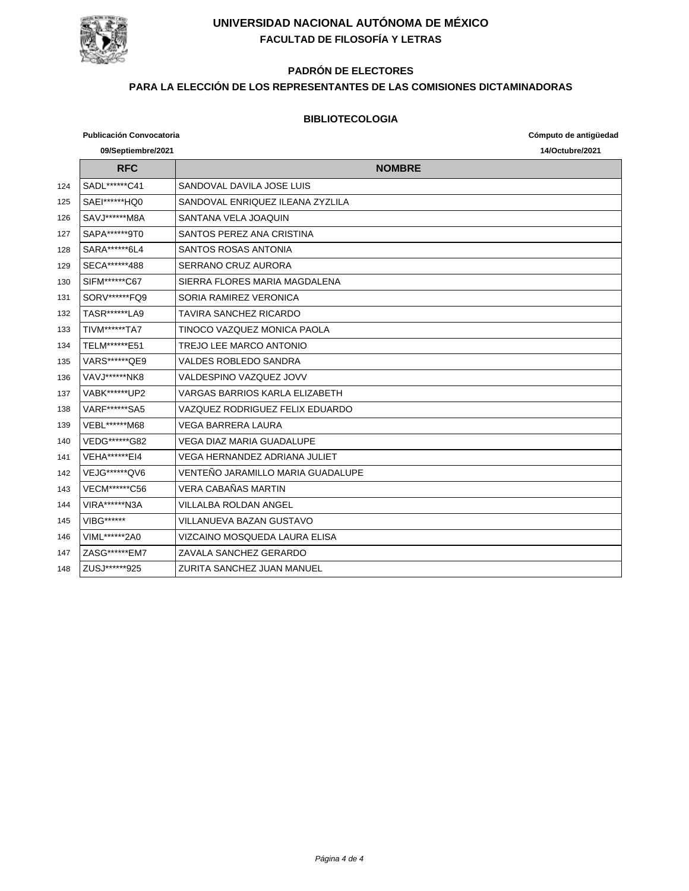# UNIVERSIDAD NACIONAL AUTÓNOMA DE MÉXICO

## FACULTAD DE FILOSOFÍA Y LETRAS

### PADRÓN DE ELECTORES

### PARA LA ELECCIÓN DE LOS REPRESENTANTES DE LAS COMISIONES DICTAMINADORAS

#### BIBLIOTECOLOGIA

**Publicación Convocatoria** **Cómputo de antigüedad**

**09/Septiembre/2021** **14/Octubre/2021**

| | RFC | NOMBRE |
|---|---|---|
| 124 | SADL******C41 | SANDOVAL DAVILA JOSE LUIS |
| 125 | SAEI******HQ0 | SANDOVAL ENRIQUEZ ILEANA ZYZLILA |
| 126 | SAVJ******M8A | SANTANA VELA JOAQUIN |
| 127 | SAPA******9T0 | SANTOS PEREZ ANA CRISTINA |
| 128 | SARA******6L4 | SANTOS ROSAS ANTONIA |
| 129 | SECA******488 | SERRANO CRUZ AURORA |
| 130 | SIFM******C67 | SIERRA FLORES MARIA MAGDALENA |
| 131 | SORV******FQ9 | SORIA RAMIREZ VERONICA |
| 132 | TASR******LA9 | TAVIRA SANCHEZ RICARDO |
| 133 | TIVM******TA7 | TINOCO VAZQUEZ MONICA PAOLA |
| 134 | TELM******E51 | TREJO LEE MARCO ANTONIO |
| 135 | VARS******QE9 | VALDES ROBLEDO SANDRA |
| 136 | VAVJ******NK8 | VALDESPINO VAZQUEZ JOVV |
| 137 | VABK******UP2 | VARGAS BARRIOS KARLA ELIZABETH |
| 138 | VARF******SA5 | VAZQUEZ RODRIGUEZ FELIX EDUARDO |
| 139 | VEBL******M68 | VEGA BARRERA LAURA |
| 140 | VEDG******G82 | VEGA DIAZ MARIA GUADALUPE |
| 141 | VEHA******EI4 | VEGA HERNANDEZ ADRIANA JULIET |
| 142 | VEJG******QV6 | VENTEÑO JARAMILLO MARIA GUADALUPE |
| 143 | VECM******C56 | VERA CABAÑAS MARTIN |
| 144 | VIRA******N3A | VILLALBA ROLDAN ANGEL |
| 145 | VIBG****** | VILLANUEVA BAZAN GUSTAVO |
| 146 | VIML******2A0 | VIZCAINO MOSQUEDA LAURA ELISA |
| 147 | ZASG******EM7 | ZAVALA SANCHEZ GERARDO |
| 148 | ZUSJ******925 | ZURITA SANCHEZ JUAN MANUEL |